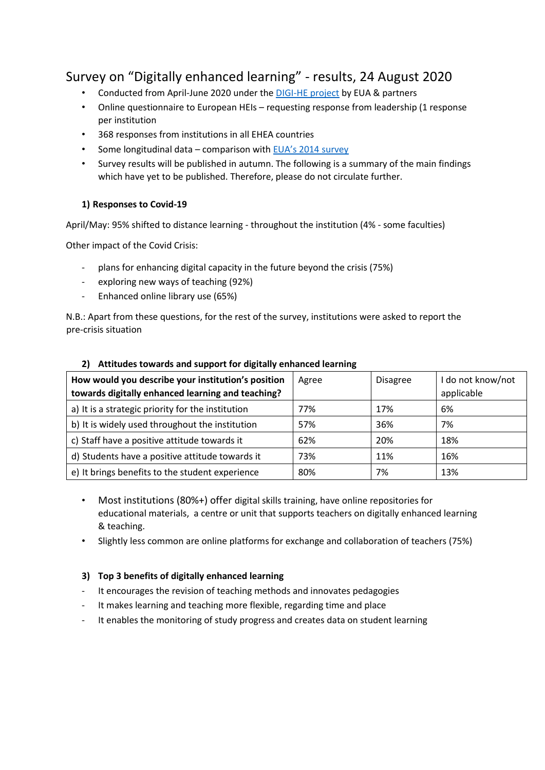# Survey on "Digitally enhanced learning" - results, 24 August 2020

- Conducted from April-June 2020 under the [DIGI-HE project](DIGI-HE project) by EUA & partners
- Online questionnaire to European HEIs – requesting response from leadership (1 response per institution
- 368 responses from institutions in all EHEA countries
- Some longitudinal data – comparison with [EUA's 2014 survey](EUA's 2014 survey)
- Survey results will be published in autumn. The following is a summary of the main findings which have yet to be published. Therefore, please do not circulate further.

**1) Responses to Covid-19**

April/May: 95% shifted to distance learning - throughout the institution (4% - some faculties)

Other impact of the Covid Crisis:

- plans for enhancing digital capacity in the future beyond the crisis (75%)
- exploring new ways of teaching (92%)
- Enhanced online library use (65%)

N.B.: Apart from these questions, for the rest of the survey, institutions were asked to report the pre-crisis situation

**2) Attitudes towards and support for digitally enhanced learning**

| **How would you describe your institution's position towards digitally enhanced learning and teaching?** | Agree | Disagree | I do not know/not applicable |
|---|---|---|---|
| a) It is a strategic priority for the institution | 77% | 17% | 6% |
| b) It is widely used throughout the institution | 57% | 36% | 7% |
| c) Staff have a positive attitude towards it | 62% | 20% | 18% |
| d) Students have a positive attitude towards it | 73% | 11% | 16% |
| e) It brings benefits to the student experience | 80% | 7% | 13% |

- Most institutions (80%+) offer digital skills training, have online repositories for educational materials, a centre or unit that supports teachers on digitally enhanced learning & teaching.
- Slightly less common are online platforms for exchange and collaboration of teachers (75%)

**3) Top 3 benefits of digitally enhanced learning**

- It encourages the revision of teaching methods and innovates pedagogies
- It makes learning and teaching more flexible, regarding time and place
- It enables the monitoring of study progress and creates data on student learning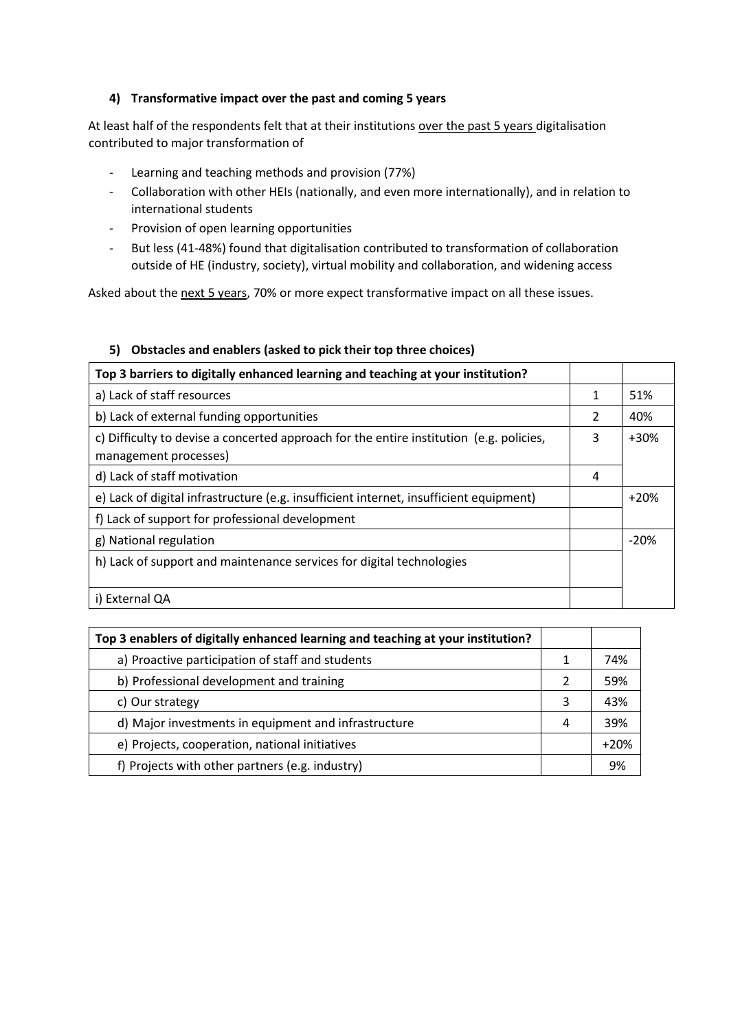#### 4) Transformative impact over the past and coming 5 years

At least half of the respondents felt that at their institutions over the past 5 years digitalisation contributed to major transformation of

- Learning and teaching methods and provision (77%)
- Collaboration with other HEIs (nationally, and even more internationally), and in relation to international students
- Provision of open learning opportunities
- But less (41-48%) found that digitalisation contributed to transformation of collaboration outside of HE (industry, society), virtual mobility and collaboration, and widening access

Asked about the next 5 years, 70% or more expect transformative impact on all these issues.

#### 5) Obstacles and enablers (asked to pick their top three choices)

| Top 3 barriers to digitally enhanced learning and teaching at your institution? | | |
|---|---|---|
| a) Lack of staff resources | 1 | 51% |
| b) Lack of external funding opportunities | 2 | 40% |
| c) Difficulty to devise a concerted approach for the entire institution (e.g. policies, management processes) | 3 | +30% |
| d) Lack of staff motivation | 4 | |
| e) Lack of digital infrastructure (e.g. insufficient internet, insufficient equipment) | | +20% |
| f) Lack of support for professional development | | |
| g) National regulation | | -20% |
| h) Lack of support and maintenance services for digital technologies | | |
| i) External QA | | |

| Top 3 enablers of digitally enhanced learning and teaching at your institution? | | |
|---|---|---|
| a) Proactive participation of staff and students | 1 | 74% |
| b) Professional development and training | 2 | 59% |
| c) Our strategy | 3 | 43% |
| d) Major investments in equipment and infrastructure | 4 | 39% |
| e) Projects, cooperation, national initiatives | | +20% |
| f) Projects with other partners (e.g. industry) | | 9% |